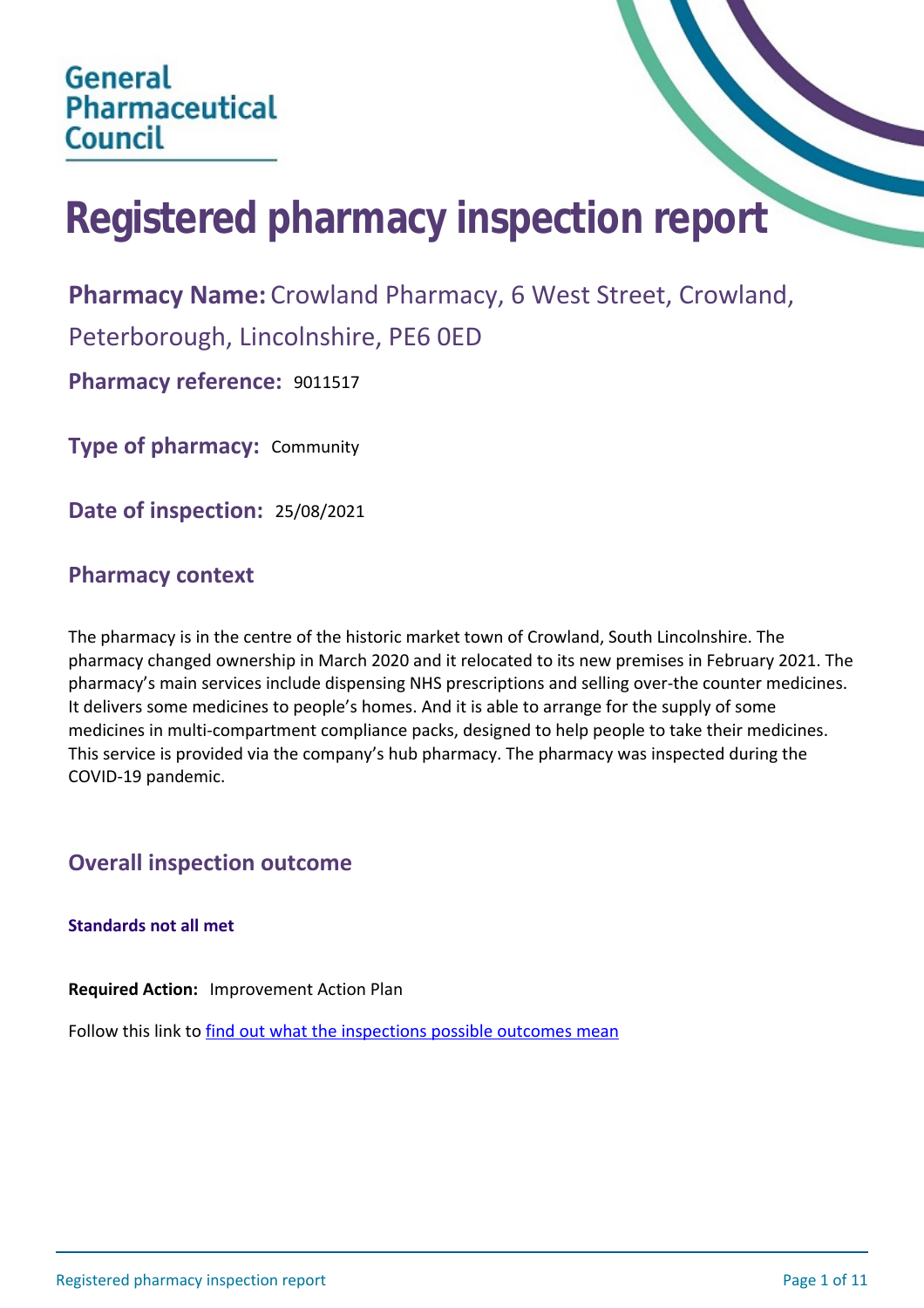General Pharmaceutical Council

# Registered pharmacy inspection report

**Pharmacy Name:** Crowland Pharmacy, 6 West Street, Crowland, Peterborough, Lincolnshire, PE6 0ED

**Pharmacy reference:** 9011517

**Type of pharmacy:** Community

**Date of inspection:** 25/08/2021

## Pharmacy context

The pharmacy is in the centre of the historic market town of Crowland, South Lincolnshire. The pharmacy changed ownership in March 2020 and it relocated to its new premises in February 2021. The pharmacy's main services include dispensing NHS prescriptions and selling over-the counter medicines. It delivers some medicines to people's homes. And it is able to arrange for the supply of some medicines in multi-compartment compliance packs, designed to help people to take their medicines. This service is provided via the company's hub pharmacy. The pharmacy was inspected during the COVID-19 pandemic.

## Overall inspection outcome

**Standards not all met**

**Required Action:** Improvement Action Plan

Follow this link to find out what the inspections possible outcomes mean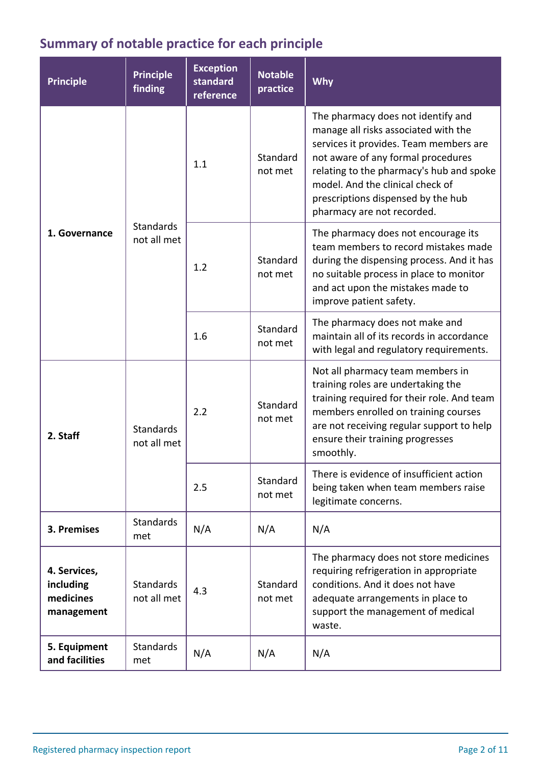## Summary of notable practice for each principle

| Principle | Principle finding | Exception standard reference | Notable practice | Why |
|---|---|---|---|---|
| 1. Governance | Standards not all met | 1.1 | Standard not met | The pharmacy does not identify and manage all risks associated with the services it provides. Team members are not aware of any formal procedures relating to the pharmacy's hub and spoke model. And the clinical check of prescriptions dispensed by the hub pharmacy are not recorded. |
| | | 1.2 | Standard not met | The pharmacy does not encourage its team members to record mistakes made during the dispensing process. And it has no suitable process in place to monitor and act upon the mistakes made to improve patient safety. |
| | | 1.6 | Standard not met | The pharmacy does not make and maintain all of its records in accordance with legal and regulatory requirements. |
| 2. Staff | Standards not all met | 2.2 | Standard not met | Not all pharmacy team members in training roles are undertaking the training required for their role. And team members enrolled on training courses are not receiving regular support to help ensure their training progresses smoothly. |
| | | 2.5 | Standard not met | There is evidence of insufficient action being taken when team members raise legitimate concerns. |
| 3. Premises | Standards met | N/A | N/A | N/A |
| 4. Services, including medicines management | Standards not all met | 4.3 | Standard not met | The pharmacy does not store medicines requiring refrigeration in appropriate conditions. And it does not have adequate arrangements in place to support the management of medical waste. |
| 5. Equipment and facilities | Standards met | N/A | N/A | N/A |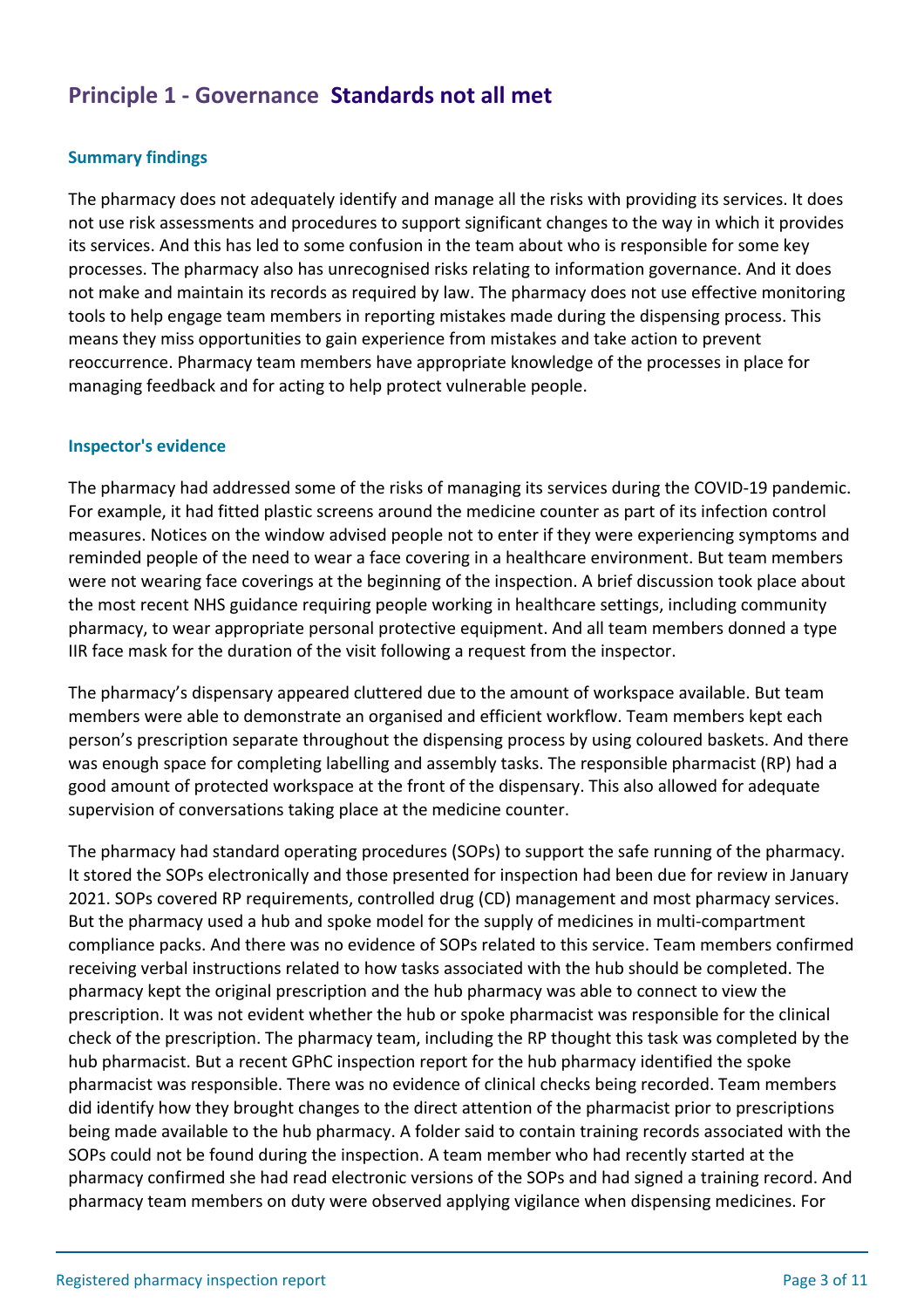## Principle 1 - Governance **Standards not all met**

### Summary findings

The pharmacy does not adequately identify and manage all the risks with providing its services. It does not use risk assessments and procedures to support significant changes to the way in which it provides its services. And this has led to some confusion in the team about who is responsible for some key processes. The pharmacy also has unrecognised risks relating to information governance. And it does not make and maintain its records as required by law. The pharmacy does not use effective monitoring tools to help engage team members in reporting mistakes made during the dispensing process. This means they miss opportunities to gain experience from mistakes and take action to prevent reoccurrence. Pharmacy team members have appropriate knowledge of the processes in place for managing feedback and for acting to help protect vulnerable people.

### Inspector's evidence

The pharmacy had addressed some of the risks of managing its services during the COVID-19 pandemic. For example, it had fitted plastic screens around the medicine counter as part of its infection control measures. Notices on the window advised people not to enter if they were experiencing symptoms and reminded people of the need to wear a face covering in a healthcare environment. But team members were not wearing face coverings at the beginning of the inspection. A brief discussion took place about the most recent NHS guidance requiring people working in healthcare settings, including community pharmacy, to wear appropriate personal protective equipment. And all team members donned a type IIR face mask for the duration of the visit following a request from the inspector.

The pharmacy's dispensary appeared cluttered due to the amount of workspace available. But team members were able to demonstrate an organised and efficient workflow. Team members kept each person's prescription separate throughout the dispensing process by using coloured baskets. And there was enough space for completing labelling and assembly tasks. The responsible pharmacist (RP) had a good amount of protected workspace at the front of the dispensary. This also allowed for adequate supervision of conversations taking place at the medicine counter.

The pharmacy had standard operating procedures (SOPs) to support the safe running of the pharmacy. It stored the SOPs electronically and those presented for inspection had been due for review in January 2021. SOPs covered RP requirements, controlled drug (CD) management and most pharmacy services. But the pharmacy used a hub and spoke model for the supply of medicines in multi-compartment compliance packs. And there was no evidence of SOPs related to this service. Team members confirmed receiving verbal instructions related to how tasks associated with the hub should be completed. The pharmacy kept the original prescription and the hub pharmacy was able to connect to view the prescription. It was not evident whether the hub or spoke pharmacist was responsible for the clinical check of the prescription. The pharmacy team, including the RP thought this task was completed by the hub pharmacist. But a recent GPhC inspection report for the hub pharmacy identified the spoke pharmacist was responsible. There was no evidence of clinical checks being recorded. Team members did identify how they brought changes to the direct attention of the pharmacist prior to prescriptions being made available to the hub pharmacy. A folder said to contain training records associated with the SOPs could not be found during the inspection. A team member who had recently started at the pharmacy confirmed she had read electronic versions of the SOPs and had signed a training record. And pharmacy team members on duty were observed applying vigilance when dispensing medicines. For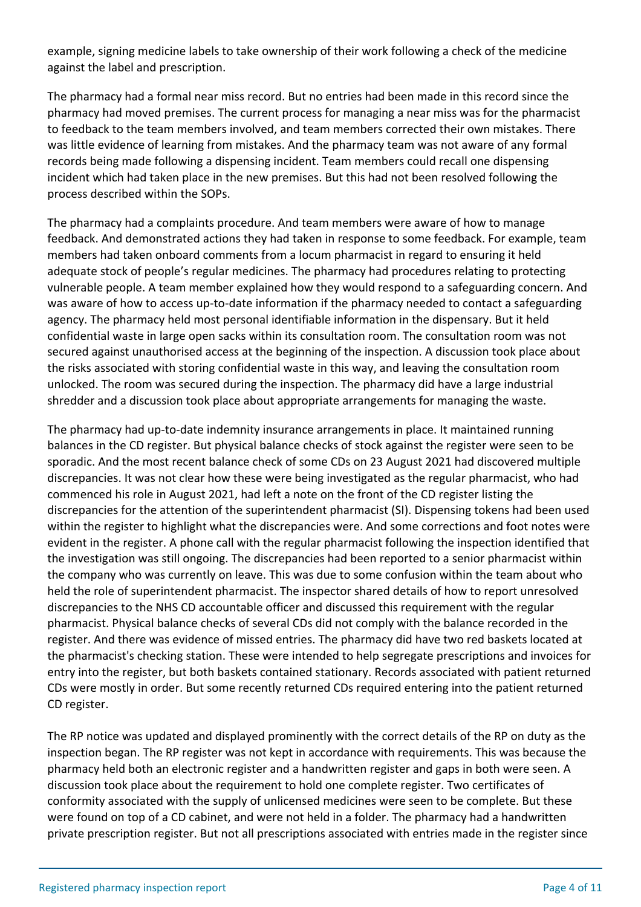example, signing medicine labels to take ownership of their work following a check of the medicine against the label and prescription.

The pharmacy had a formal near miss record. But no entries had been made in this record since the pharmacy had moved premises. The current process for managing a near miss was for the pharmacist to feedback to the team members involved, and team members corrected their own mistakes. There was little evidence of learning from mistakes. And the pharmacy team was not aware of any formal records being made following a dispensing incident. Team members could recall one dispensing incident which had taken place in the new premises. But this had not been resolved following the process described within the SOPs.

The pharmacy had a complaints procedure. And team members were aware of how to manage feedback. And demonstrated actions they had taken in response to some feedback. For example, team members had taken onboard comments from a locum pharmacist in regard to ensuring it held adequate stock of people's regular medicines. The pharmacy had procedures relating to protecting vulnerable people. A team member explained how they would respond to a safeguarding concern. And was aware of how to access up-to-date information if the pharmacy needed to contact a safeguarding agency. The pharmacy held most personal identifiable information in the dispensary. But it held confidential waste in large open sacks within its consultation room. The consultation room was not secured against unauthorised access at the beginning of the inspection. A discussion took place about the risks associated with storing confidential waste in this way, and leaving the consultation room unlocked. The room was secured during the inspection. The pharmacy did have a large industrial shredder and a discussion took place about appropriate arrangements for managing the waste.

The pharmacy had up-to-date indemnity insurance arrangements in place. It maintained running balances in the CD register. But physical balance checks of stock against the register were seen to be sporadic. And the most recent balance check of some CDs on 23 August 2021 had discovered multiple discrepancies. It was not clear how these were being investigated as the regular pharmacist, who had commenced his role in August 2021, had left a note on the front of the CD register listing the discrepancies for the attention of the superintendent pharmacist (SI). Dispensing tokens had been used within the register to highlight what the discrepancies were. And some corrections and foot notes were evident in the register. A phone call with the regular pharmacist following the inspection identified that the investigation was still ongoing. The discrepancies had been reported to a senior pharmacist within the company who was currently on leave. This was due to some confusion within the team about who held the role of superintendent pharmacist. The inspector shared details of how to report unresolved discrepancies to the NHS CD accountable officer and discussed this requirement with the regular pharmacist. Physical balance checks of several CDs did not comply with the balance recorded in the register. And there was evidence of missed entries. The pharmacy did have two red baskets located at the pharmacist's checking station. These were intended to help segregate prescriptions and invoices for entry into the register, but both baskets contained stationary. Records associated with patient returned CDs were mostly in order. But some recently returned CDs required entering into the patient returned CD register.

The RP notice was updated and displayed prominently with the correct details of the RP on duty as the inspection began. The RP register was not kept in accordance with requirements. This was because the pharmacy held both an electronic register and a handwritten register and gaps in both were seen. A discussion took place about the requirement to hold one complete register. Two certificates of conformity associated with the supply of unlicensed medicines were seen to be complete. But these were found on top of a CD cabinet, and were not held in a folder. The pharmacy had a handwritten private prescription register. But not all prescriptions associated with entries made in the register since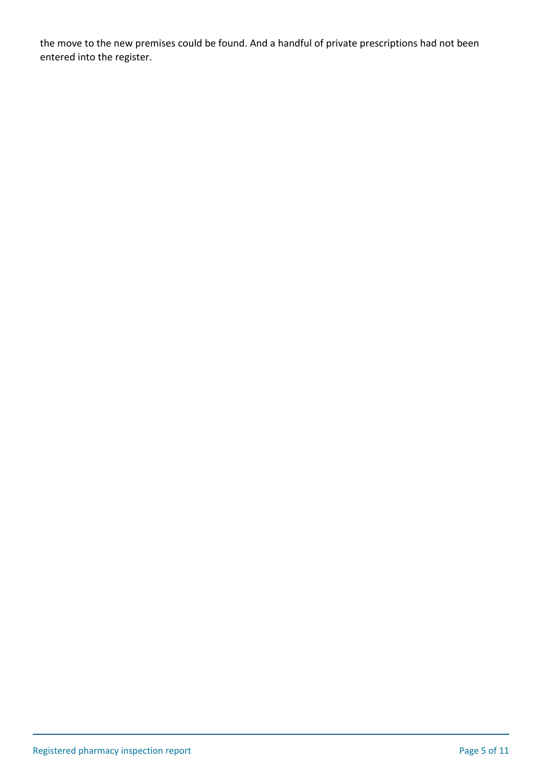the move to the new premises could be found. And a handful of private prescriptions had not been entered into the register.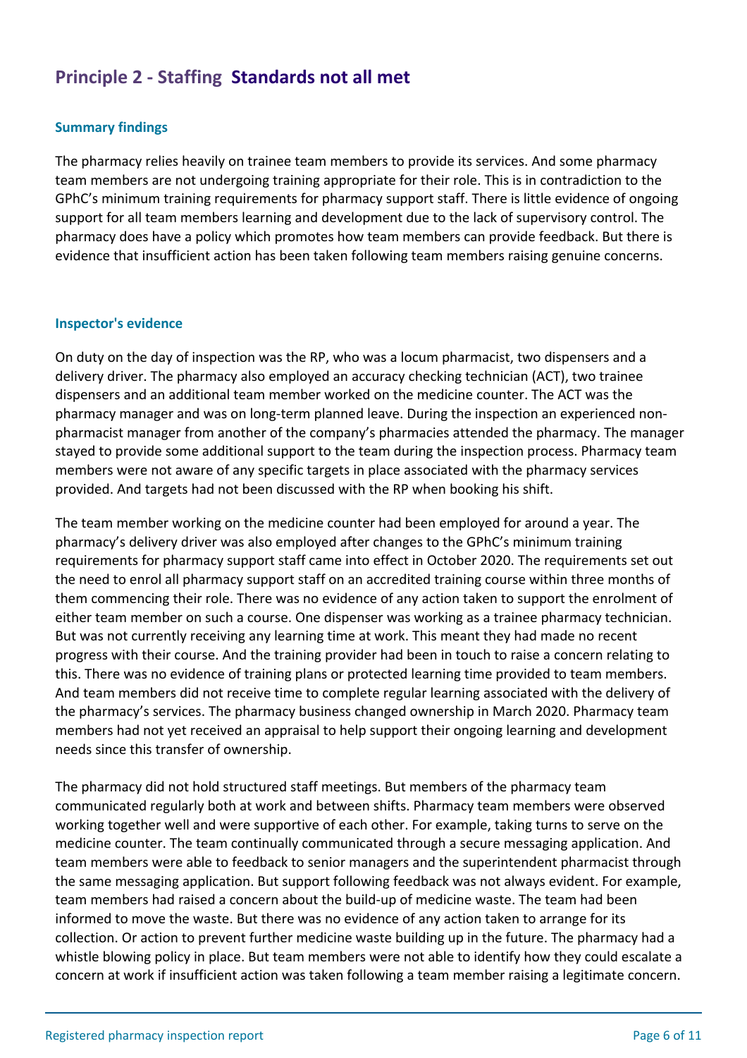## Principle 2 - Staffing **Standards not all met**

### Summary findings

The pharmacy relies heavily on trainee team members to provide its services. And some pharmacy team members are not undergoing training appropriate for their role. This is in contradiction to the GPhC's minimum training requirements for pharmacy support staff. There is little evidence of ongoing support for all team members learning and development due to the lack of supervisory control. The pharmacy does have a policy which promotes how team members can provide feedback. But there is evidence that insufficient action has been taken following team members raising genuine concerns.

### Inspector's evidence

On duty on the day of inspection was the RP, who was a locum pharmacist, two dispensers and a delivery driver. The pharmacy also employed an accuracy checking technician (ACT), two trainee dispensers and an additional team member worked on the medicine counter. The ACT was the pharmacy manager and was on long-term planned leave. During the inspection an experienced non-pharmacist manager from another of the company's pharmacies attended the pharmacy. The manager stayed to provide some additional support to the team during the inspection process. Pharmacy team members were not aware of any specific targets in place associated with the pharmacy services provided. And targets had not been discussed with the RP when booking his shift.

The team member working on the medicine counter had been employed for around a year. The pharmacy's delivery driver was also employed after changes to the GPhC's minimum training requirements for pharmacy support staff came into effect in October 2020. The requirements set out the need to enrol all pharmacy support staff on an accredited training course within three months of them commencing their role. There was no evidence of any action taken to support the enrolment of either team member on such a course. One dispenser was working as a trainee pharmacy technician. But was not currently receiving any learning time at work. This meant they had made no recent progress with their course. And the training provider had been in touch to raise a concern relating to this. There was no evidence of training plans or protected learning time provided to team members. And team members did not receive time to complete regular learning associated with the delivery of the pharmacy's services. The pharmacy business changed ownership in March 2020. Pharmacy team members had not yet received an appraisal to help support their ongoing learning and development needs since this transfer of ownership.

The pharmacy did not hold structured staff meetings. But members of the pharmacy team communicated regularly both at work and between shifts. Pharmacy team members were observed working together well and were supportive of each other. For example, taking turns to serve on the medicine counter. The team continually communicated through a secure messaging application. And team members were able to feedback to senior managers and the superintendent pharmacist through the same messaging application. But support following feedback was not always evident. For example, team members had raised a concern about the build-up of medicine waste. The team had been informed to move the waste. But there was no evidence of any action taken to arrange for its collection. Or action to prevent further medicine waste building up in the future. The pharmacy had a whistle blowing policy in place. But team members were not able to identify how they could escalate a concern at work if insufficient action was taken following a team member raising a legitimate concern.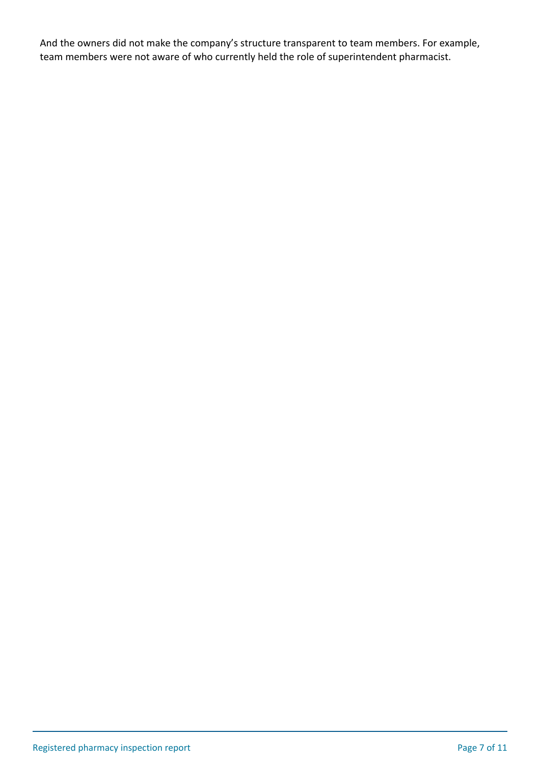And the owners did not make the company's structure transparent to team members. For example, team members were not aware of who currently held the role of superintendent pharmacist.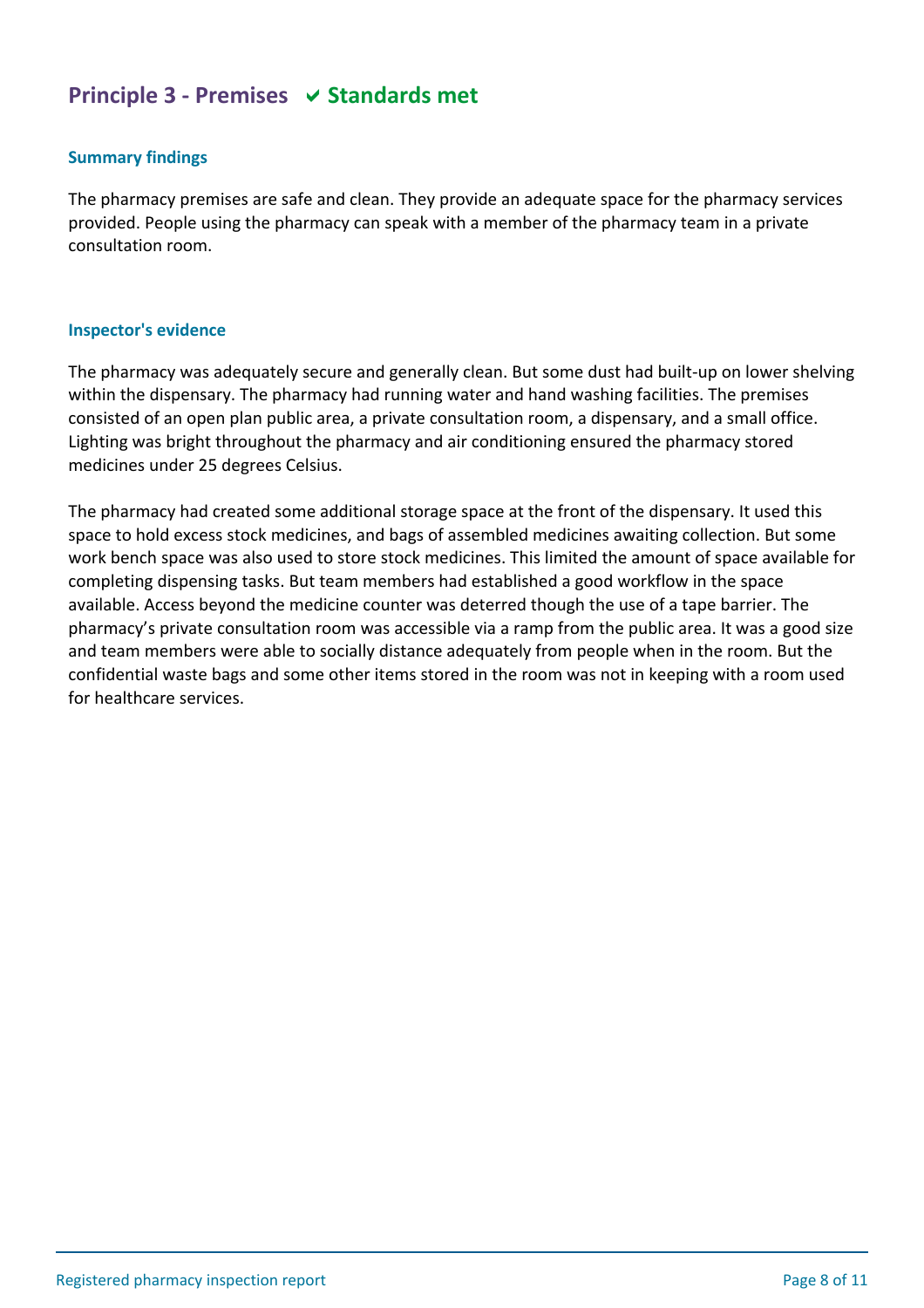## Principle 3 - Premises ✔ Standards met

### Summary findings

The pharmacy premises are safe and clean. They provide an adequate space for the pharmacy services provided. People using the pharmacy can speak with a member of the pharmacy team in a private consultation room.

### Inspector's evidence

The pharmacy was adequately secure and generally clean. But some dust had built-up on lower shelving within the dispensary. The pharmacy had running water and hand washing facilities. The premises consisted of an open plan public area, a private consultation room, a dispensary, and a small office. Lighting was bright throughout the pharmacy and air conditioning ensured the pharmacy stored medicines under 25 degrees Celsius.

The pharmacy had created some additional storage space at the front of the dispensary. It used this space to hold excess stock medicines, and bags of assembled medicines awaiting collection. But some work bench space was also used to store stock medicines. This limited the amount of space available for completing dispensing tasks. But team members had established a good workflow in the space available. Access beyond the medicine counter was deterred though the use of a tape barrier. The pharmacy's private consultation room was accessible via a ramp from the public area. It was a good size and team members were able to socially distance adequately from people when in the room. But the confidential waste bags and some other items stored in the room was not in keeping with a room used for healthcare services.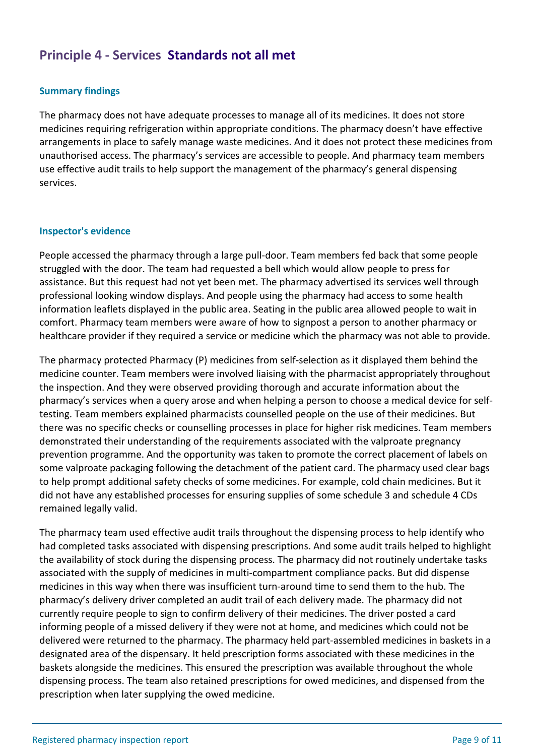## Principle 4 - Services **Standards not all met**

### Summary findings

The pharmacy does not have adequate processes to manage all of its medicines. It does not store medicines requiring refrigeration within appropriate conditions. The pharmacy doesn't have effective arrangements in place to safely manage waste medicines. And it does not protect these medicines from unauthorised access. The pharmacy's services are accessible to people. And pharmacy team members use effective audit trails to help support the management of the pharmacy's general dispensing services.

### Inspector's evidence

People accessed the pharmacy through a large pull-door. Team members fed back that some people struggled with the door. The team had requested a bell which would allow people to press for assistance. But this request had not yet been met. The pharmacy advertised its services well through professional looking window displays. And people using the pharmacy had access to some health information leaflets displayed in the public area. Seating in the public area allowed people to wait in comfort. Pharmacy team members were aware of how to signpost a person to another pharmacy or healthcare provider if they required a service or medicine which the pharmacy was not able to provide.

The pharmacy protected Pharmacy (P) medicines from self-selection as it displayed them behind the medicine counter. Team members were involved liaising with the pharmacist appropriately throughout the inspection. And they were observed providing thorough and accurate information about the pharmacy's services when a query arose and when helping a person to choose a medical device for self-testing. Team members explained pharmacists counselled people on the use of their medicines. But there was no specific checks or counselling processes in place for higher risk medicines. Team members demonstrated their understanding of the requirements associated with the valproate pregnancy prevention programme. And the opportunity was taken to promote the correct placement of labels on some valproate packaging following the detachment of the patient card. The pharmacy used clear bags to help prompt additional safety checks of some medicines. For example, cold chain medicines. But it did not have any established processes for ensuring supplies of some schedule 3 and schedule 4 CDs remained legally valid.

The pharmacy team used effective audit trails throughout the dispensing process to help identify who had completed tasks associated with dispensing prescriptions. And some audit trails helped to highlight the availability of stock during the dispensing process. The pharmacy did not routinely undertake tasks associated with the supply of medicines in multi-compartment compliance packs. But did dispense medicines in this way when there was insufficient turn-around time to send them to the hub. The pharmacy's delivery driver completed an audit trail of each delivery made. The pharmacy did not currently require people to sign to confirm delivery of their medicines. The driver posted a card informing people of a missed delivery if they were not at home, and medicines which could not be delivered were returned to the pharmacy. The pharmacy held part-assembled medicines in baskets in a designated area of the dispensary. It held prescription forms associated with these medicines in the baskets alongside the medicines. This ensured the prescription was available throughout the whole dispensing process. The team also retained prescriptions for owed medicines, and dispensed from the prescription when later supplying the owed medicine.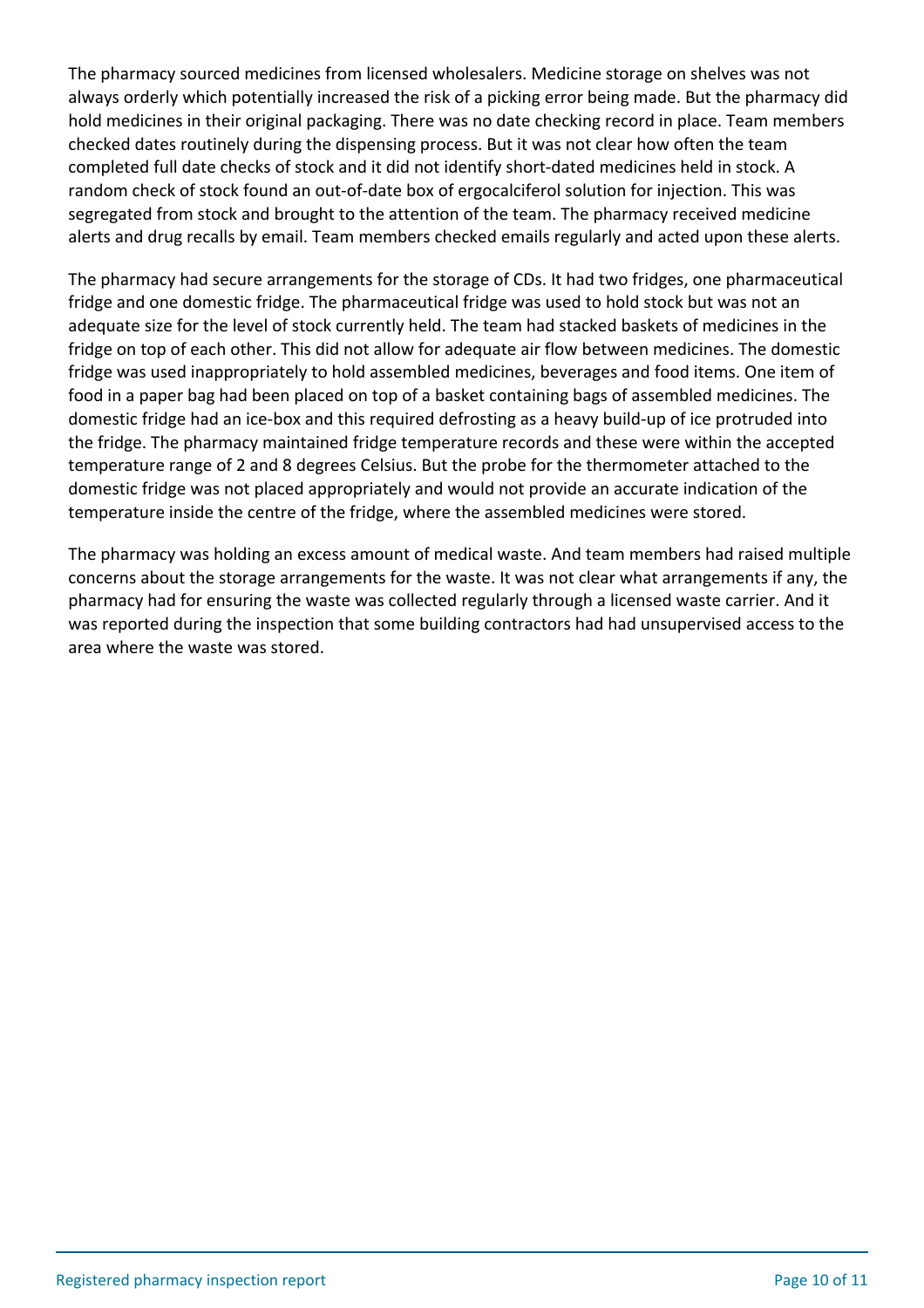The pharmacy sourced medicines from licensed wholesalers. Medicine storage on shelves was not always orderly which potentially increased the risk of a picking error being made. But the pharmacy did hold medicines in their original packaging. There was no date checking record in place. Team members checked dates routinely during the dispensing process. But it was not clear how often the team completed full date checks of stock and it did not identify short-dated medicines held in stock. A random check of stock found an out-of-date box of ergocalciferol solution for injection. This was segregated from stock and brought to the attention of the team. The pharmacy received medicine alerts and drug recalls by email. Team members checked emails regularly and acted upon these alerts.

The pharmacy had secure arrangements for the storage of CDs. It had two fridges, one pharmaceutical fridge and one domestic fridge. The pharmaceutical fridge was used to hold stock but was not an adequate size for the level of stock currently held. The team had stacked baskets of medicines in the fridge on top of each other. This did not allow for adequate air flow between medicines. The domestic fridge was used inappropriately to hold assembled medicines, beverages and food items. One item of food in a paper bag had been placed on top of a basket containing bags of assembled medicines. The domestic fridge had an ice-box and this required defrosting as a heavy build-up of ice protruded into the fridge. The pharmacy maintained fridge temperature records and these were within the accepted temperature range of 2 and 8 degrees Celsius. But the probe for the thermometer attached to the domestic fridge was not placed appropriately and would not provide an accurate indication of the temperature inside the centre of the fridge, where the assembled medicines were stored.

The pharmacy was holding an excess amount of medical waste. And team members had raised multiple concerns about the storage arrangements for the waste. It was not clear what arrangements if any, the pharmacy had for ensuring the waste was collected regularly through a licensed waste carrier. And it was reported during the inspection that some building contractors had had unsupervised access to the area where the waste was stored.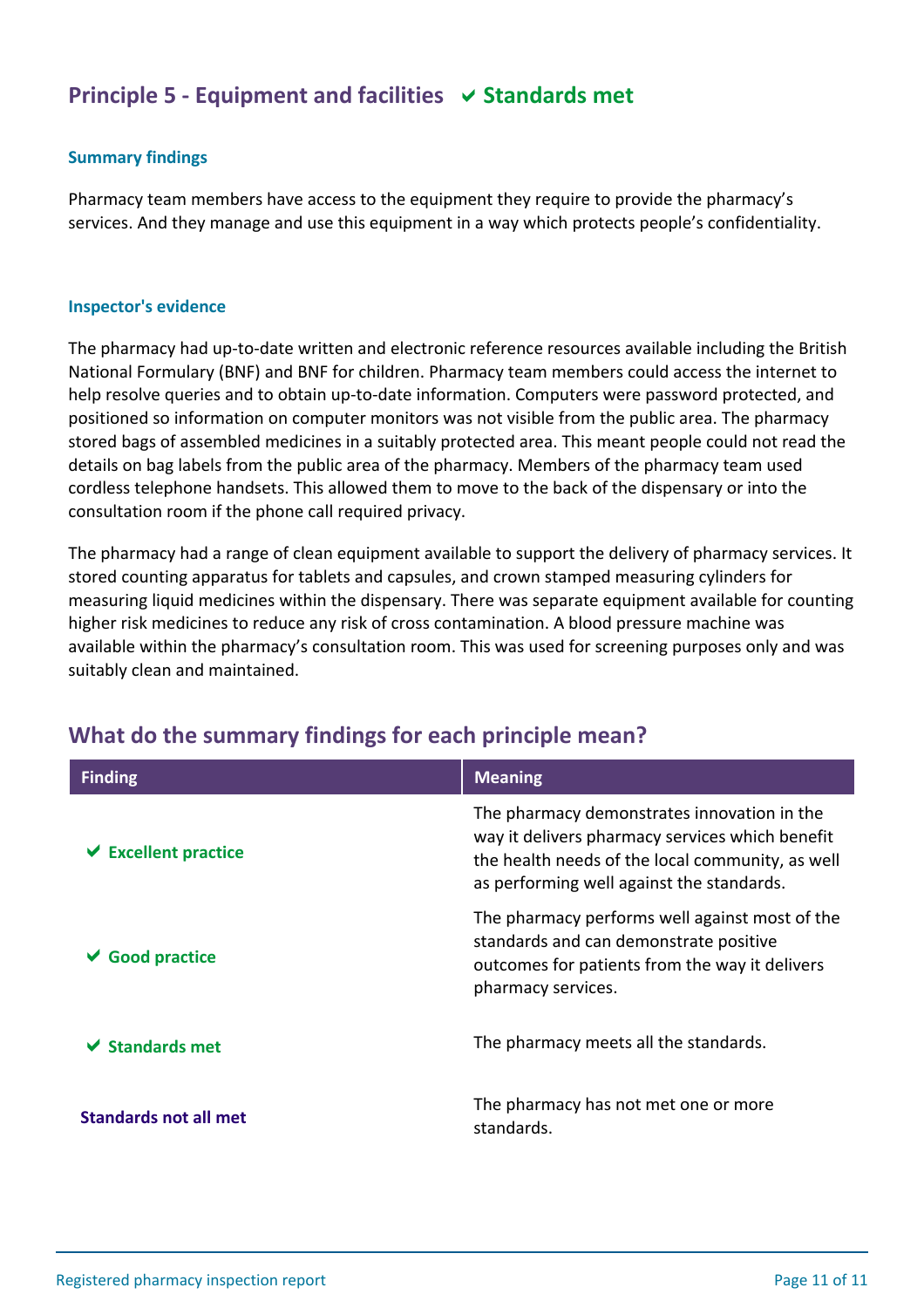## Principle 5 - Equipment and facilities ✔ Standards met

### Summary findings

Pharmacy team members have access to the equipment they require to provide the pharmacy's services. And they manage and use this equipment in a way which protects people's confidentiality.

### Inspector's evidence

The pharmacy had up-to-date written and electronic reference resources available including the British National Formulary (BNF) and BNF for children. Pharmacy team members could access the internet to help resolve queries and to obtain up-to-date information. Computers were password protected, and positioned so information on computer monitors was not visible from the public area. The pharmacy stored bags of assembled medicines in a suitably protected area. This meant people could not read the details on bag labels from the public area of the pharmacy. Members of the pharmacy team used cordless telephone handsets. This allowed them to move to the back of the dispensary or into the consultation room if the phone call required privacy.

The pharmacy had a range of clean equipment available to support the delivery of pharmacy services. It stored counting apparatus for tablets and capsules, and crown stamped measuring cylinders for measuring liquid medicines within the dispensary. There was separate equipment available for counting higher risk medicines to reduce any risk of cross contamination. A blood pressure machine was available within the pharmacy's consultation room. This was used for screening purposes only and was suitably clean and maintained.

## What do the summary findings for each principle mean?

| Finding | Meaning |
|---|---|
| ✔ Excellent practice | The pharmacy demonstrates innovation in the way it delivers pharmacy services which benefit the health needs of the local community, as well as performing well against the standards. |
| ✔ Good practice | The pharmacy performs well against most of the standards and can demonstrate positive outcomes for patients from the way it delivers pharmacy services. |
| ✔ Standards met | The pharmacy meets all the standards. |
| Standards not all met | The pharmacy has not met one or more standards. |